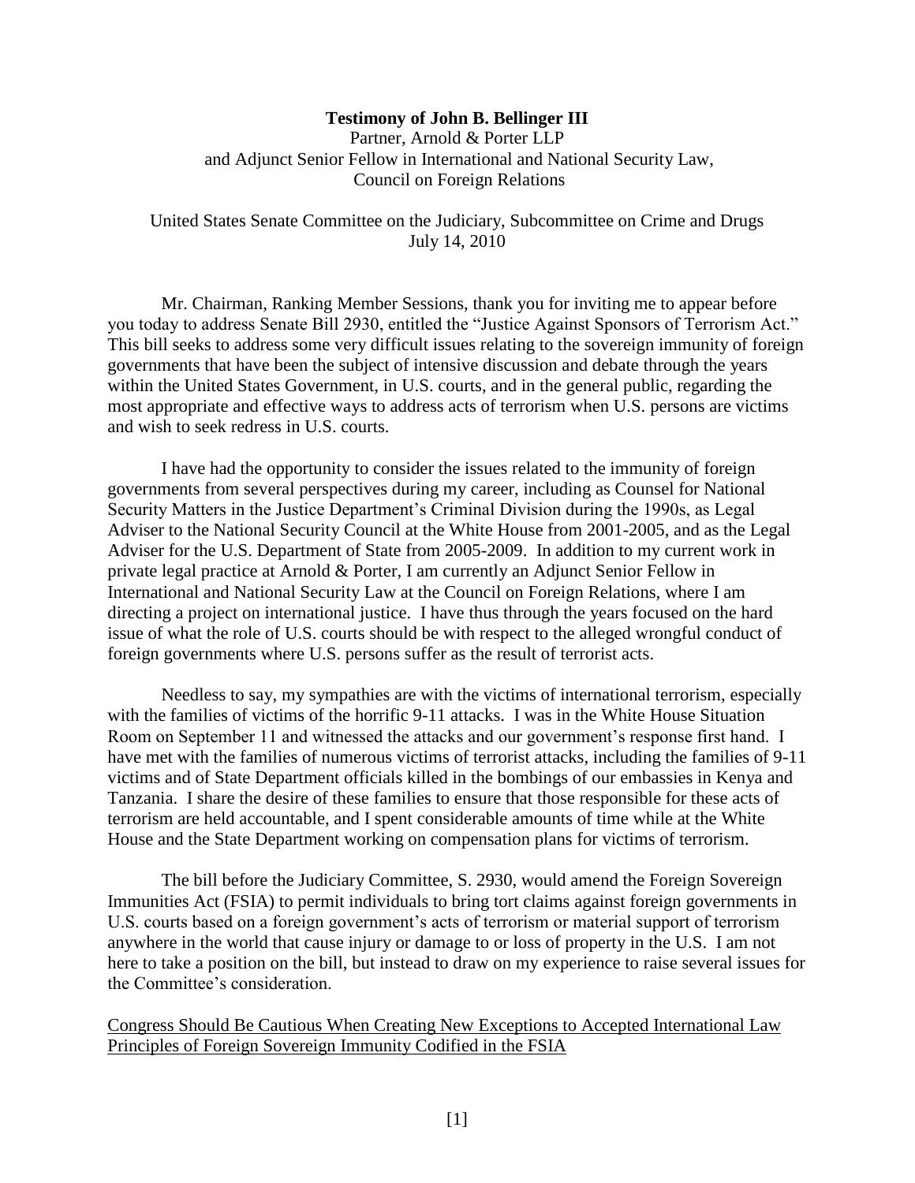**Testimony of John B. Bellinger III**
Partner, Arnold & Porter LLP
and Adjunct Senior Fellow in International and National Security Law,
Council on Foreign Relations

United States Senate Committee on the Judiciary, Subcommittee on Crime and Drugs
July 14, 2010

Mr. Chairman, Ranking Member Sessions, thank you for inviting me to appear before you today to address Senate Bill 2930, entitled the "Justice Against Sponsors of Terrorism Act." This bill seeks to address some very difficult issues relating to the sovereign immunity of foreign governments that have been the subject of intensive discussion and debate through the years within the United States Government, in U.S. courts, and in the general public, regarding the most appropriate and effective ways to address acts of terrorism when U.S. persons are victims and wish to seek redress in U.S. courts.

I have had the opportunity to consider the issues related to the immunity of foreign governments from several perspectives during my career, including as Counsel for National Security Matters in the Justice Department's Criminal Division during the 1990s, as Legal Adviser to the National Security Council at the White House from 2001-2005, and as the Legal Adviser for the U.S. Department of State from 2005-2009. In addition to my current work in private legal practice at Arnold & Porter, I am currently an Adjunct Senior Fellow in International and National Security Law at the Council on Foreign Relations, where I am directing a project on international justice. I have thus through the years focused on the hard issue of what the role of U.S. courts should be with respect to the alleged wrongful conduct of foreign governments where U.S. persons suffer as the result of terrorist acts.

Needless to say, my sympathies are with the victims of international terrorism, especially with the families of victims of the horrific 9-11 attacks. I was in the White House Situation Room on September 11 and witnessed the attacks and our government's response first hand. I have met with the families of numerous victims of terrorist attacks, including the families of 9-11 victims and of State Department officials killed in the bombings of our embassies in Kenya and Tanzania. I share the desire of these families to ensure that those responsible for these acts of terrorism are held accountable, and I spent considerable amounts of time while at the White House and the State Department working on compensation plans for victims of terrorism.

The bill before the Judiciary Committee, S. 2930, would amend the Foreign Sovereign Immunities Act (FSIA) to permit individuals to bring tort claims against foreign governments in U.S. courts based on a foreign government's acts of terrorism or material support of terrorism anywhere in the world that cause injury or damage to or loss of property in the U.S. I am not here to take a position on the bill, but instead to draw on my experience to raise several issues for the Committee's consideration.

<u>Congress Should Be Cautious When Creating New Exceptions to Accepted International Law Principles of Foreign Sovereign Immunity Codified in the FSIA</u>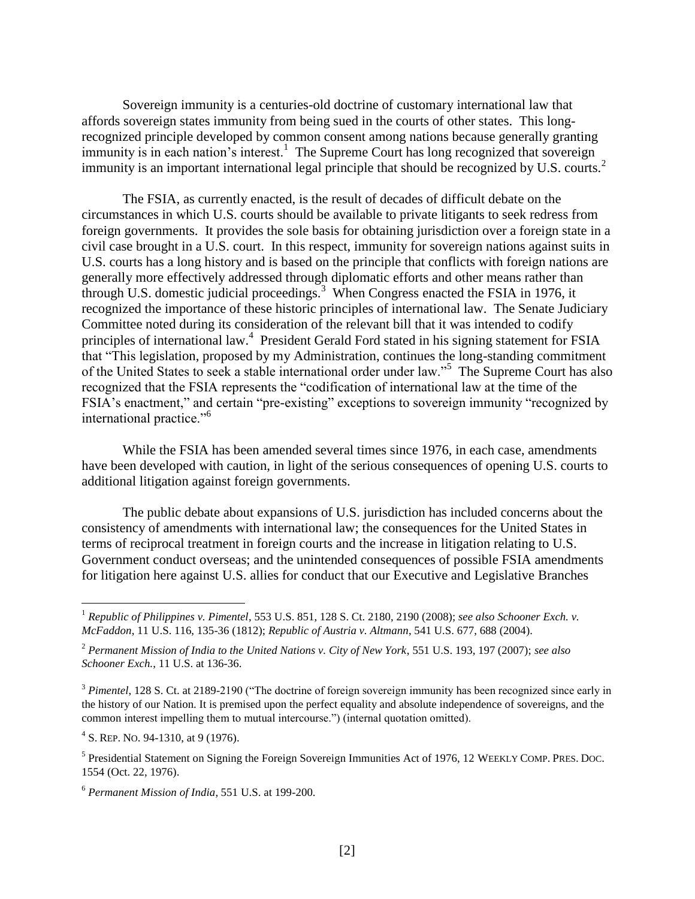Sovereign immunity is a centuries-old doctrine of customary international law that affords sovereign states immunity from being sued in the courts of other states. This long-recognized principle developed by common consent among nations because generally granting immunity is in each nation's interest.[1] The Supreme Court has long recognized that sovereign immunity is an important international legal principle that should be recognized by U.S. courts.[2]

The FSIA, as currently enacted, is the result of decades of difficult debate on the circumstances in which U.S. courts should be available to private litigants to seek redress from foreign governments. It provides the sole basis for obtaining jurisdiction over a foreign state in a civil case brought in a U.S. court. In this respect, immunity for sovereign nations against suits in U.S. courts has a long history and is based on the principle that conflicts with foreign nations are generally more effectively addressed through diplomatic efforts and other means rather than through U.S. domestic judicial proceedings.[3] When Congress enacted the FSIA in 1976, it recognized the importance of these historic principles of international law. The Senate Judiciary Committee noted during its consideration of the relevant bill that it was intended to codify principles of international law.[4] President Gerald Ford stated in his signing statement for FSIA that "This legislation, proposed by my Administration, continues the long-standing commitment of the United States to seek a stable international order under law."[5] The Supreme Court has also recognized that the FSIA represents the "codification of international law at the time of the FSIA's enactment," and certain "pre-existing" exceptions to sovereign immunity "recognized by international practice."[6]

While the FSIA has been amended several times since 1976, in each case, amendments have been developed with caution, in light of the serious consequences of opening U.S. courts to additional litigation against foreign governments.

The public debate about expansions of U.S. jurisdiction has included concerns about the consistency of amendments with international law; the consequences for the United States in terms of reciprocal treatment in foreign courts and the increase in litigation relating to U.S. Government conduct overseas; and the unintended consequences of possible FSIA amendments for litigation here against U.S. allies for conduct that our Executive and Legislative Branches

---

[1] *Republic of Philippines v. Pimentel*, 553 U.S. 851, 128 S. Ct. 2180, 2190 (2008); *see also Schooner Exch. v. McFaddon*, 11 U.S. 116, 135-36 (1812); *Republic of Austria v. Altmann*, 541 U.S. 677, 688 (2004).

[2] *Permanent Mission of India to the United Nations v. City of New York*, 551 U.S. 193, 197 (2007); *see also Schooner Exch.*, 11 U.S. at 136-36.

[3] *Pimentel*, 128 S. Ct. at 2189-2190 ("The doctrine of foreign sovereign immunity has been recognized since early in the history of our Nation. It is premised upon the perfect equality and absolute independence of sovereigns, and the common interest impelling them to mutual intercourse.") (internal quotation omitted).

[4] S. REP. NO. 94-1310, at 9 (1976).

[5] Presidential Statement on Signing the Foreign Sovereign Immunities Act of 1976, 12 WEEKLY COMP. PRES. DOC. 1554 (Oct. 22, 1976).

[6] *Permanent Mission of India*, 551 U.S. at 199-200.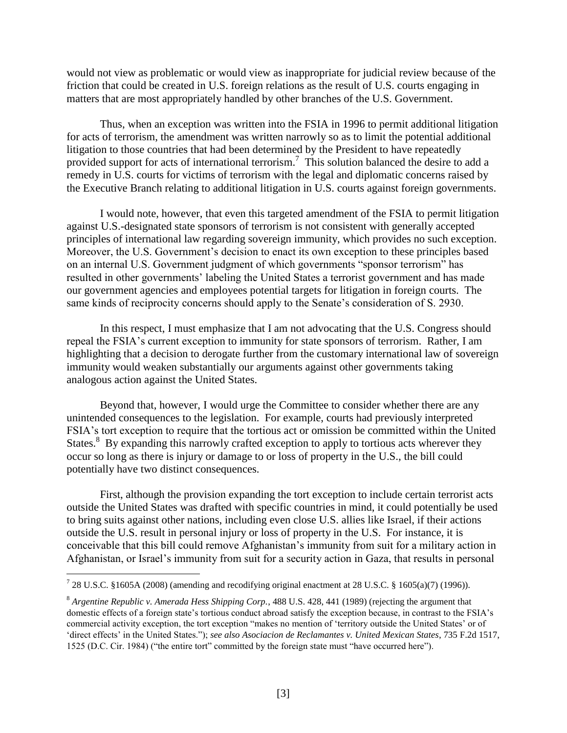would not view as problematic or would view as inappropriate for judicial review because of the friction that could be created in U.S. foreign relations as the result of U.S. courts engaging in matters that are most appropriately handled by other branches of the U.S. Government.

Thus, when an exception was written into the FSIA in 1996 to permit additional litigation for acts of terrorism, the amendment was written narrowly so as to limit the potential additional litigation to those countries that had been determined by the President to have repeatedly provided support for acts of international terrorism.[7] This solution balanced the desire to add a remedy in U.S. courts for victims of terrorism with the legal and diplomatic concerns raised by the Executive Branch relating to additional litigation in U.S. courts against foreign governments.

I would note, however, that even this targeted amendment of the FSIA to permit litigation against U.S.-designated state sponsors of terrorism is not consistent with generally accepted principles of international law regarding sovereign immunity, which provides no such exception. Moreover, the U.S. Government's decision to enact its own exception to these principles based on an internal U.S. Government judgment of which governments "sponsor terrorism" has resulted in other governments' labeling the United States a terrorist government and has made our government agencies and employees potential targets for litigation in foreign courts. The same kinds of reciprocity concerns should apply to the Senate's consideration of S. 2930.

In this respect, I must emphasize that I am not advocating that the U.S. Congress should repeal the FSIA's current exception to immunity for state sponsors of terrorism. Rather, I am highlighting that a decision to derogate further from the customary international law of sovereign immunity would weaken substantially our arguments against other governments taking analogous action against the United States.

Beyond that, however, I would urge the Committee to consider whether there are any unintended consequences to the legislation. For example, courts had previously interpreted FSIA's tort exception to require that the tortious act or omission be committed within the United States.[8] By expanding this narrowly crafted exception to apply to tortious acts wherever they occur so long as there is injury or damage to or loss of property in the U.S., the bill could potentially have two distinct consequences.

First, although the provision expanding the tort exception to include certain terrorist acts outside the United States was drafted with specific countries in mind, it could potentially be used to bring suits against other nations, including even close U.S. allies like Israel, if their actions outside the U.S. result in personal injury or loss of property in the U.S. For instance, it is conceivable that this bill could remove Afghanistan's immunity from suit for a military action in Afghanistan, or Israel's immunity from suit for a security action in Gaza, that results in personal

---

[7] 28 U.S.C. §1605A (2008) (amending and recodifying original enactment at 28 U.S.C. § 1605(a)(7) (1996)).

[8] *Argentine Republic v. Amerada Hess Shipping Corp.*, 488 U.S. 428, 441 (1989) (rejecting the argument that domestic effects of a foreign state's tortious conduct abroad satisfy the exception because, in contrast to the FSIA's commercial activity exception, the tort exception "makes no mention of 'territory outside the United States' or of 'direct effects' in the United States."); *see also Asociacion de Reclamantes v. United Mexican States*, 735 F.2d 1517, 1525 (D.C. Cir. 1984) ("the entire tort" committed by the foreign state must "have occurred here").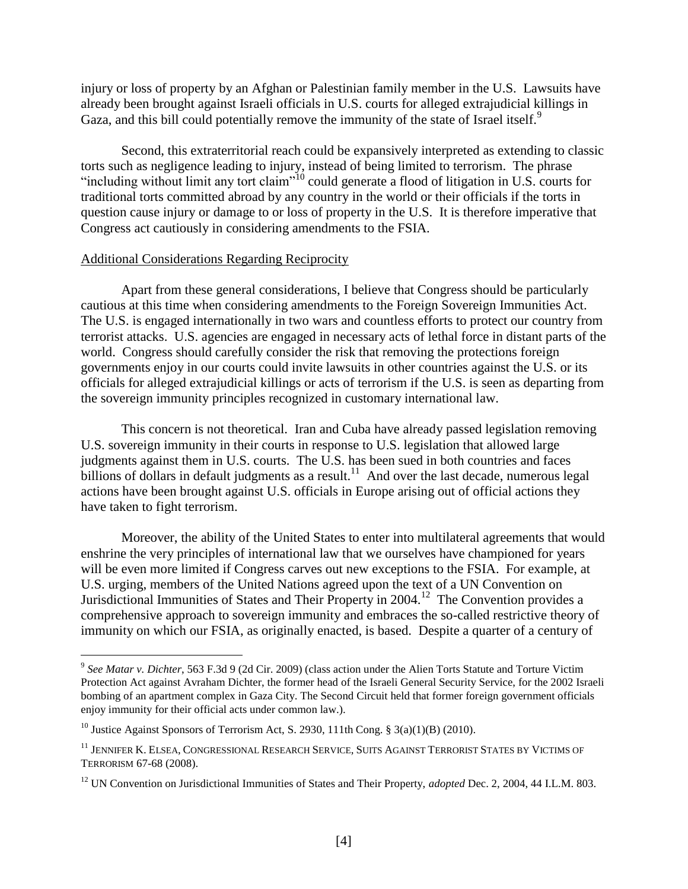injury or loss of property by an Afghan or Palestinian family member in the U.S. Lawsuits have already been brought against Israeli officials in U.S. courts for alleged extrajudicial killings in Gaza, and this bill could potentially remove the immunity of the state of Israel itself.[9]

Second, this extraterritorial reach could be expansively interpreted as extending to classic torts such as negligence leading to injury, instead of being limited to terrorism. The phrase "including without limit any tort claim"[10] could generate a flood of litigation in U.S. courts for traditional torts committed abroad by any country in the world or their officials if the torts in question cause injury or damage to or loss of property in the U.S. It is therefore imperative that Congress act cautiously in considering amendments to the FSIA.

Additional Considerations Regarding Reciprocity

Apart from these general considerations, I believe that Congress should be particularly cautious at this time when considering amendments to the Foreign Sovereign Immunities Act. The U.S. is engaged internationally in two wars and countless efforts to protect our country from terrorist attacks. U.S. agencies are engaged in necessary acts of lethal force in distant parts of the world. Congress should carefully consider the risk that removing the protections foreign governments enjoy in our courts could invite lawsuits in other countries against the U.S. or its officials for alleged extrajudicial killings or acts of terrorism if the U.S. is seen as departing from the sovereign immunity principles recognized in customary international law.

This concern is not theoretical. Iran and Cuba have already passed legislation removing U.S. sovereign immunity in their courts in response to U.S. legislation that allowed large judgments against them in U.S. courts. The U.S. has been sued in both countries and faces billions of dollars in default judgments as a result.[11] And over the last decade, numerous legal actions have been brought against U.S. officials in Europe arising out of official actions they have taken to fight terrorism.

Moreover, the ability of the United States to enter into multilateral agreements that would enshrine the very principles of international law that we ourselves have championed for years will be even more limited if Congress carves out new exceptions to the FSIA. For example, at U.S. urging, members of the United Nations agreed upon the text of a UN Convention on Jurisdictional Immunities of States and Their Property in 2004.[12] The Convention provides a comprehensive approach to sovereign immunity and embraces the so-called restrictive theory of immunity on which our FSIA, as originally enacted, is based. Despite a quarter of a century of

---

[9] *See Matar v. Dichter*, 563 F.3d 9 (2d Cir. 2009) (class action under the Alien Torts Statute and Torture Victim Protection Act against Avraham Dichter, the former head of the Israeli General Security Service, for the 2002 Israeli bombing of an apartment complex in Gaza City. The Second Circuit held that former foreign government officials enjoy immunity for their official acts under common law.).

[10] Justice Against Sponsors of Terrorism Act, S. 2930, 111th Cong. § 3(a)(1)(B) (2010).

[11] JENNIFER K. ELSEA, CONGRESSIONAL RESEARCH SERVICE, SUITS AGAINST TERRORIST STATES BY VICTIMS OF TERRORISM 67-68 (2008).

[12] UN Convention on Jurisdictional Immunities of States and Their Property, *adopted* Dec. 2, 2004, 44 I.L.M. 803.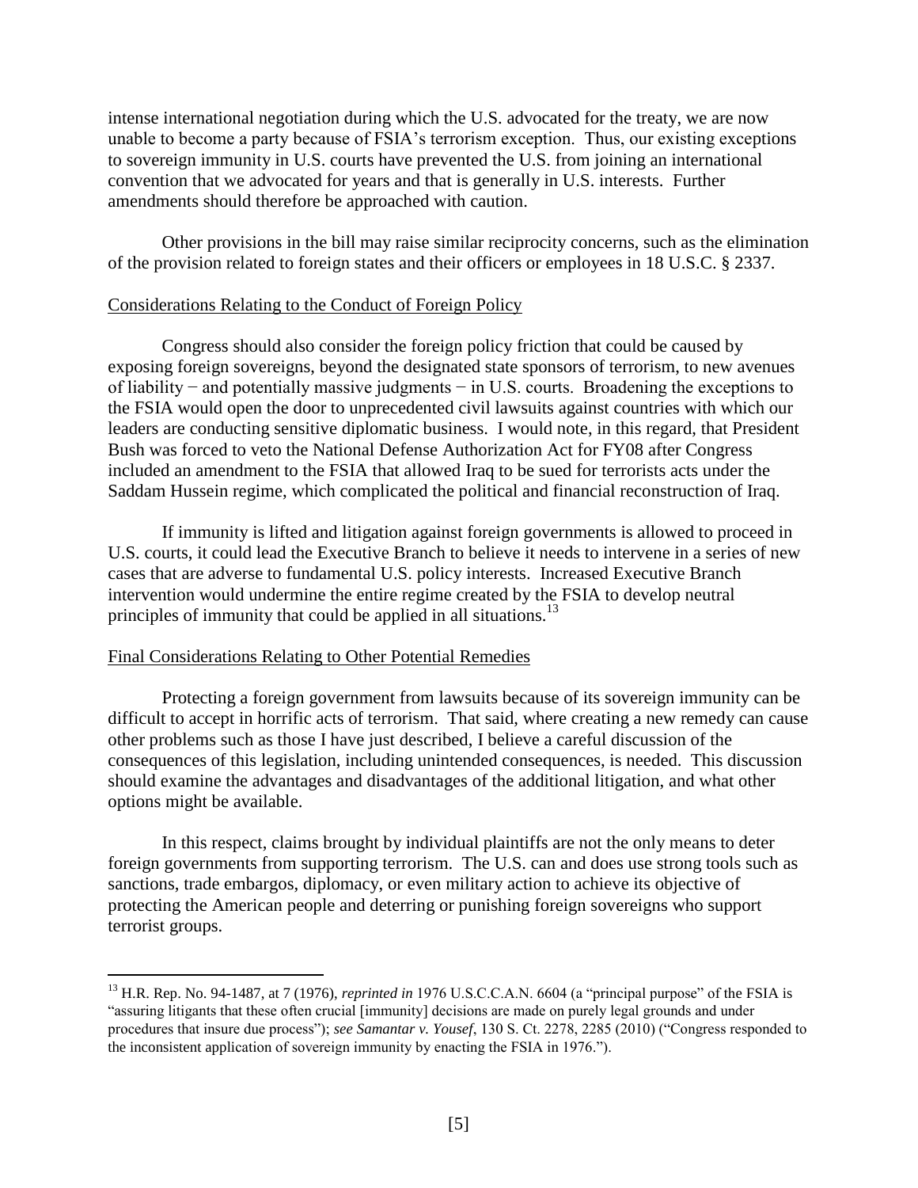intense international negotiation during which the U.S. advocated for the treaty, we are now unable to become a party because of FSIA's terrorism exception. Thus, our existing exceptions to sovereign immunity in U.S. courts have prevented the U.S. from joining an international convention that we advocated for years and that is generally in U.S. interests. Further amendments should therefore be approached with caution.

Other provisions in the bill may raise similar reciprocity concerns, such as the elimination of the provision related to foreign states and their officers or employees in 18 U.S.C. § 2337.

Considerations Relating to the Conduct of Foreign Policy

Congress should also consider the foreign policy friction that could be caused by exposing foreign sovereigns, beyond the designated state sponsors of terrorism, to new avenues of liability − and potentially massive judgments − in U.S. courts. Broadening the exceptions to the FSIA would open the door to unprecedented civil lawsuits against countries with which our leaders are conducting sensitive diplomatic business. I would note, in this regard, that President Bush was forced to veto the National Defense Authorization Act for FY08 after Congress included an amendment to the FSIA that allowed Iraq to be sued for terrorists acts under the Saddam Hussein regime, which complicated the political and financial reconstruction of Iraq.

If immunity is lifted and litigation against foreign governments is allowed to proceed in U.S. courts, it could lead the Executive Branch to believe it needs to intervene in a series of new cases that are adverse to fundamental U.S. policy interests. Increased Executive Branch intervention would undermine the entire regime created by the FSIA to develop neutral principles of immunity that could be applied in all situations.[13]

Final Considerations Relating to Other Potential Remedies

Protecting a foreign government from lawsuits because of its sovereign immunity can be difficult to accept in horrific acts of terrorism. That said, where creating a new remedy can cause other problems such as those I have just described, I believe a careful discussion of the consequences of this legislation, including unintended consequences, is needed. This discussion should examine the advantages and disadvantages of the additional litigation, and what other options might be available.

In this respect, claims brought by individual plaintiffs are not the only means to deter foreign governments from supporting terrorism. The U.S. can and does use strong tools such as sanctions, trade embargos, diplomacy, or even military action to achieve its objective of protecting the American people and deterring or punishing foreign sovereigns who support terrorist groups.

---

[13] H.R. Rep. No. 94-1487, at 7 (1976), *reprinted in* 1976 U.S.C.C.A.N. 6604 (a "principal purpose" of the FSIA is "assuring litigants that these often crucial [immunity] decisions are made on purely legal grounds and under procedures that insure due process"); *see Samantar v. Yousef*, 130 S. Ct. 2278, 2285 (2010) ("Congress responded to the inconsistent application of sovereign immunity by enacting the FSIA in 1976.").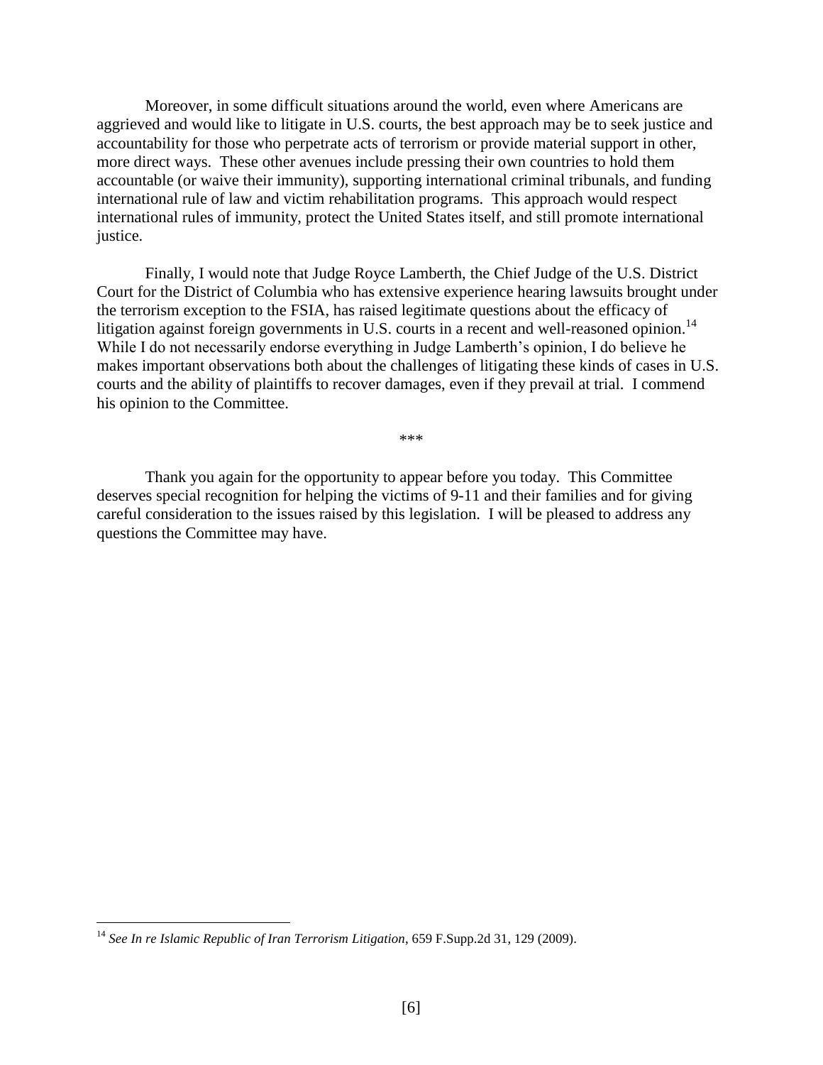Moreover, in some difficult situations around the world, even where Americans are aggrieved and would like to litigate in U.S. courts, the best approach may be to seek justice and accountability for those who perpetrate acts of terrorism or provide material support in other, more direct ways. These other avenues include pressing their own countries to hold them accountable (or waive their immunity), supporting international criminal tribunals, and funding international rule of law and victim rehabilitation programs. This approach would respect international rules of immunity, protect the United States itself, and still promote international justice.

Finally, I would note that Judge Royce Lamberth, the Chief Judge of the U.S. District Court for the District of Columbia who has extensive experience hearing lawsuits brought under the terrorism exception to the FSIA, has raised legitimate questions about the efficacy of litigation against foreign governments in U.S. courts in a recent and well-reasoned opinion.[14] While I do not necessarily endorse everything in Judge Lamberth's opinion, I do believe he makes important observations both about the challenges of litigating these kinds of cases in U.S. courts and the ability of plaintiffs to recover damages, even if they prevail at trial. I commend his opinion to the Committee.

\*\*\*

Thank you again for the opportunity to appear before you today. This Committee deserves special recognition for helping the victims of 9-11 and their families and for giving careful consideration to the issues raised by this legislation. I will be pleased to address any questions the Committee may have.

---

[14] *See In re Islamic Republic of Iran Terrorism Litigation*, 659 F.Supp.2d 31, 129 (2009).